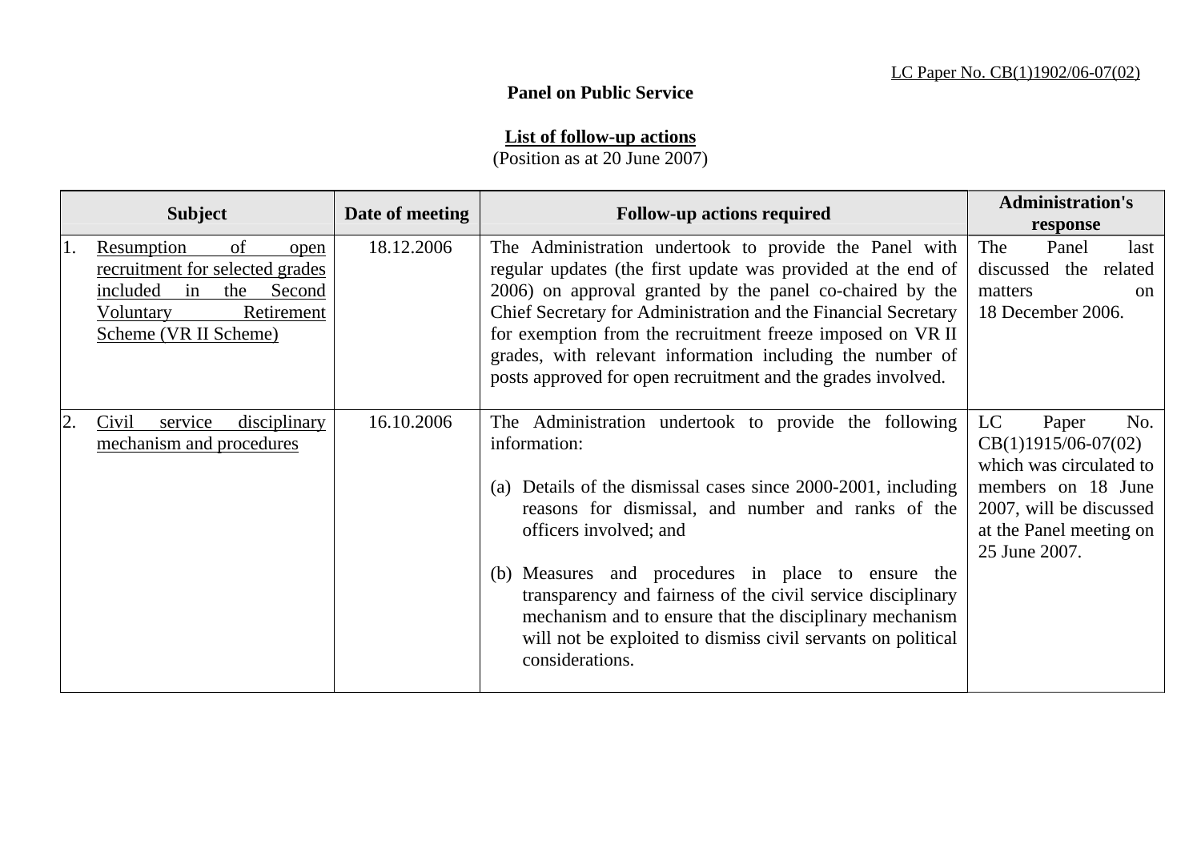LC Paper No. CB(1)1902/06-07(02)

**Panel on Public Service**

**List of follow-up actions**

(Position as at 20 June 2007)

| Subject | Date of meeting | Follow-up actions required | Administration's response |
|---|---|---|---|
| 1. Resumption of open recruitment for selected grades included in the Second Voluntary Retirement Scheme (VR II Scheme) | 18.12.2006 | The Administration undertook to provide the Panel with regular updates (the first update was provided at the end of 2006) on approval granted by the panel co-chaired by the Chief Secretary for Administration and the Financial Secretary for exemption from the recruitment freeze imposed on VR II grades, with relevant information including the number of posts approved for open recruitment and the grades involved. | The Panel last discussed the related matters on 18 December 2006. |
| 2. Civil service disciplinary mechanism and procedures | 16.10.2006 | The Administration undertook to provide the following information:<br><br>(a) Details of the dismissal cases since 2000-2001, including reasons for dismissal, and number and ranks of the officers involved; and<br><br>(b) Measures and procedures in place to ensure the transparency and fairness of the civil service disciplinary mechanism and to ensure that the disciplinary mechanism will not be exploited to dismiss civil servants on political considerations. | LC Paper No. CB(1)1915/06-07(02) which was circulated to members on 18 June 2007, will be discussed at the Panel meeting on 25 June 2007. |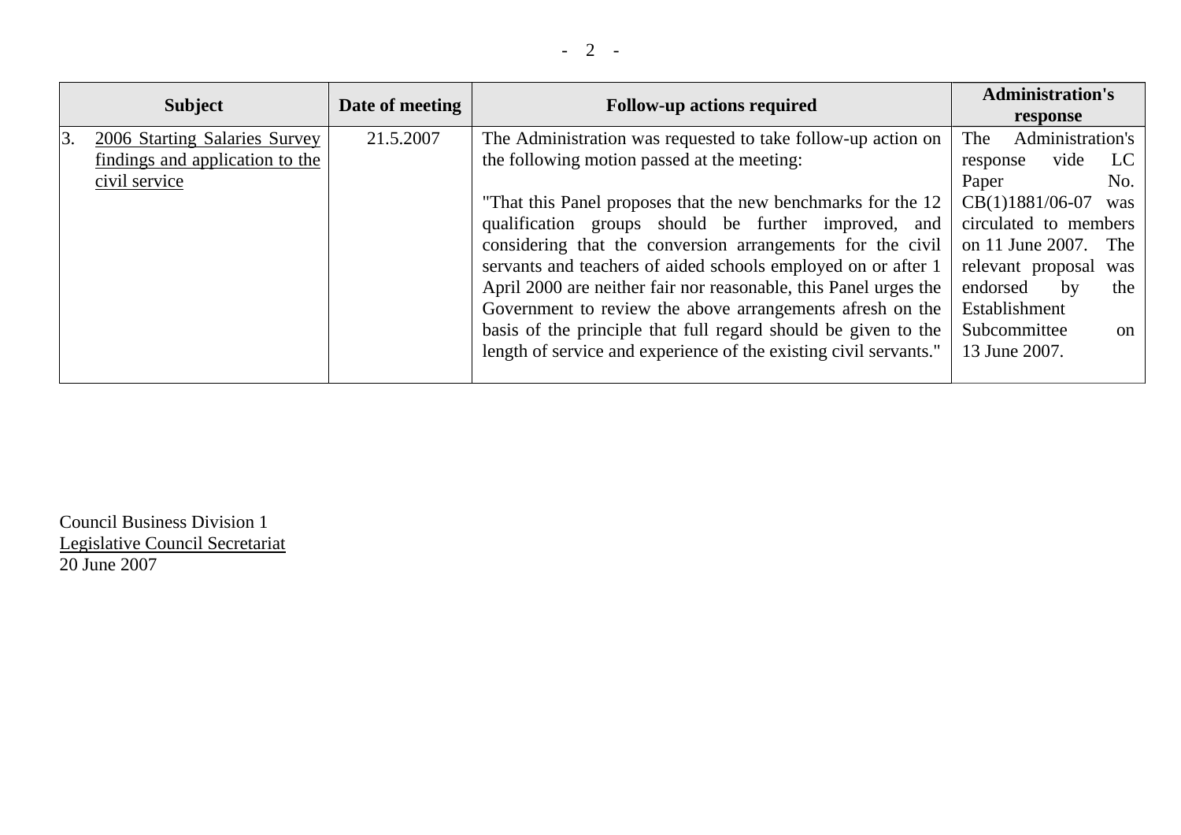| Subject | Date of meeting | Follow-up actions required | Administration's response |
|---|---|---|---|
| 3. 2006 Starting Salaries Survey findings and application to the civil service | 21.5.2007 | The Administration was requested to take follow-up action on the following motion passed at the meeting:<br><br>"That this Panel proposes that the new benchmarks for the 12 qualification groups should be further improved, and considering that the conversion arrangements for the civil servants and teachers of aided schools employed on or after 1 April 2000 are neither fair nor reasonable, this Panel urges the Government to review the above arrangements afresh on the basis of the principle that full regard should be given to the length of service and experience of the existing civil servants." | The Administration's response vide LC Paper No. CB(1)1881/06-07 was circulated to members on 11 June 2007. The relevant proposal was endorsed by the Establishment Subcommittee on 13 June 2007. |

Council Business Division 1
Legislative Council Secretariat
20 June 2007